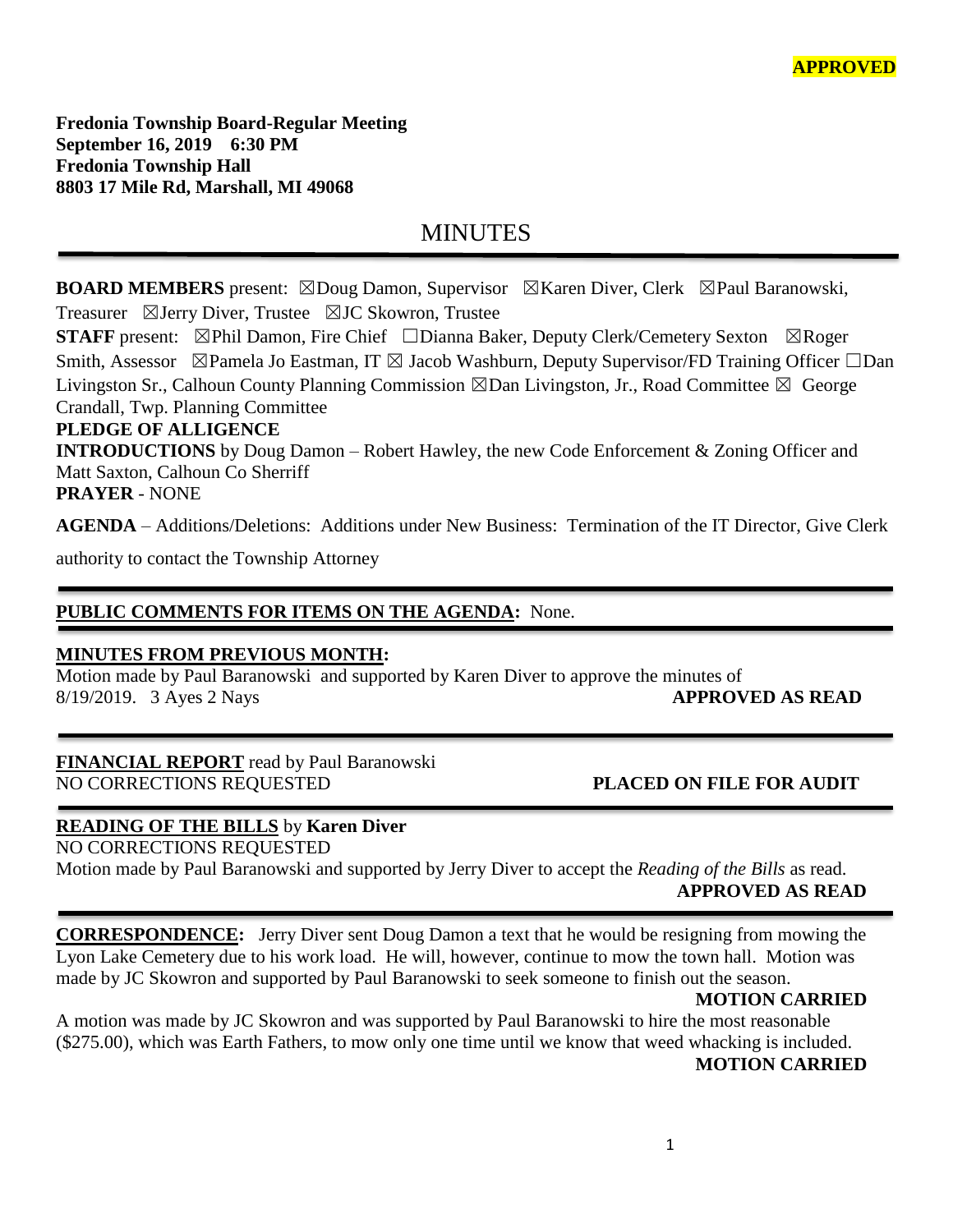**APPROVED**

**Fredonia Township Board-Regular Meeting**
**September 16, 2019 6:30 PM**
**Fredonia Township Hall**
**8803 17 Mile Rd, Marshall, MI 49068**

# MINUTES

**BOARD MEMBERS** present: ☒Doug Damon, Supervisor ☒Karen Diver, Clerk ☒Paul Baranowski, Treasurer ☒Jerry Diver, Trustee ☒JC Skowron, Trustee

**STAFF** present: ☒Phil Damon, Fire Chief ☐Dianna Baker, Deputy Clerk/Cemetery Sexton ☒Roger Smith, Assessor ☒Pamela Jo Eastman, IT ☒ Jacob Washburn, Deputy Supervisor/FD Training Officer ☐Dan Livingston Sr., Calhoun County Planning Commission ☒Dan Livingston, Jr., Road Committee ☒ George Crandall, Twp. Planning Committee

**PLEDGE OF ALLIGENCE**

**INTRODUCTIONS** by Doug Damon – Robert Hawley, the new Code Enforcement & Zoning Officer and Matt Saxton, Calhoun Co Sherriff

**PRAYER** - NONE

**AGENDA** – Additions/Deletions: Additions under New Business: Termination of the IT Director, Give Clerk authority to contact the Township Attorney

**PUBLIC COMMENTS FOR ITEMS ON THE AGENDA:** None.

**MINUTES FROM PREVIOUS MONTH:**

Motion made by Paul Baranowski and supported by Karen Diver to approve the minutes of 8/19/2019. 3 Ayes 2 Nays **APPROVED AS READ**

**FINANCIAL REPORT** read by Paul Baranowski
NO CORRECTIONS REQUESTED **PLACED ON FILE FOR AUDIT**

**READING OF THE BILLS** by **Karen Diver**
NO CORRECTIONS REQUESTED
Motion made by Paul Baranowski and supported by Jerry Diver to accept the *Reading of the Bills* as read.
**APPROVED AS READ**

**CORRESPONDENCE:** Jerry Diver sent Doug Damon a text that he would be resigning from mowing the Lyon Lake Cemetery due to his work load. He will, however, continue to mow the town hall. Motion was made by JC Skowron and supported by Paul Baranowski to seek someone to finish out the season.
**MOTION CARRIED**

A motion was made by JC Skowron and was supported by Paul Baranowski to hire the most reasonable ($275.00), which was Earth Fathers, to mow only one time until we know that weed whacking is included.
**MOTION CARRIED**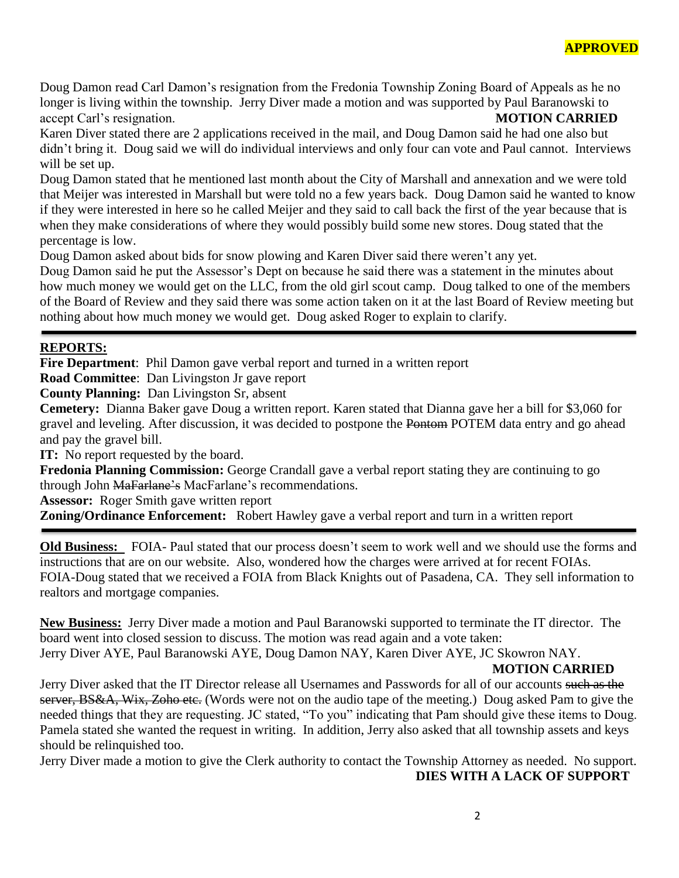**APPROVED**

Doug Damon read Carl Damon's resignation from the Fredonia Township Zoning Board of Appeals as he no longer is living within the township. Jerry Diver made a motion and was supported by Paul Baranowski to accept Carl's resignation. **MOTION CARRIED**

Karen Diver stated there are 2 applications received in the mail, and Doug Damon said he had one also but didn't bring it. Doug said we will do individual interviews and only four can vote and Paul cannot. Interviews will be set up.

Doug Damon stated that he mentioned last month about the City of Marshall and annexation and we were told that Meijer was interested in Marshall but were told no a few years back. Doug Damon said he wanted to know if they were interested in here so he called Meijer and they said to call back the first of the year because that is when they make considerations of where they would possibly build some new stores. Doug stated that the percentage is low.

Doug Damon asked about bids for snow plowing and Karen Diver said there weren't any yet.

Doug Damon said he put the Assessor's Dept on because he said there was a statement in the minutes about how much money we would get on the LLC, from the old girl scout camp. Doug talked to one of the members of the Board of Review and they said there was some action taken on it at the last Board of Review meeting but nothing about how much money we would get. Doug asked Roger to explain to clarify.

---

**REPORTS:**

**Fire Department**: Phil Damon gave verbal report and turned in a written report

**Road Committee**: Dan Livingston Jr gave report

**County Planning:** Dan Livingston Sr, absent

**Cemetery:** Dianna Baker gave Doug a written report. Karen stated that Dianna gave her a bill for $3,060 for gravel and leveling. After discussion, it was decided to postpone the ~~Pontom~~ POTEM data entry and go ahead and pay the gravel bill.

**IT:** No report requested by the board.

**Fredonia Planning Commission:** George Crandall gave a verbal report stating they are continuing to go through John ~~MaFarlane's~~ MacFarlane's recommendations.

**Assessor:** Roger Smith gave written report

**Zoning/Ordinance Enforcement:** Robert Hawley gave a verbal report and turn in a written report

---

**Old Business:** FOIA- Paul stated that our process doesn't seem to work well and we should use the forms and instructions that are on our website. Also, wondered how the charges were arrived at for recent FOIAs. FOIA-Doug stated that we received a FOIA from Black Knights out of Pasadena, CA. They sell information to realtors and mortgage companies.

**New Business:** Jerry Diver made a motion and Paul Baranowski supported to terminate the IT director. The board went into closed session to discuss. The motion was read again and a vote taken:
Jerry Diver AYE, Paul Baranowski AYE, Doug Damon NAY, Karen Diver AYE, JC Skowron NAY.
**MOTION CARRIED**

Jerry Diver asked that the IT Director release all Usernames and Passwords for all of our accounts ~~such as the server, BS&A, Wix, Zoho etc.~~ (Words were not on the audio tape of the meeting.) Doug asked Pam to give the needed things that they are requesting. JC stated, "To you" indicating that Pam should give these items to Doug. Pamela stated she wanted the request in writing. In addition, Jerry also asked that all township assets and keys should be relinquished too.

Jerry Diver made a motion to give the Clerk authority to contact the Township Attorney as needed. No support.
**DIES WITH A LACK OF SUPPORT**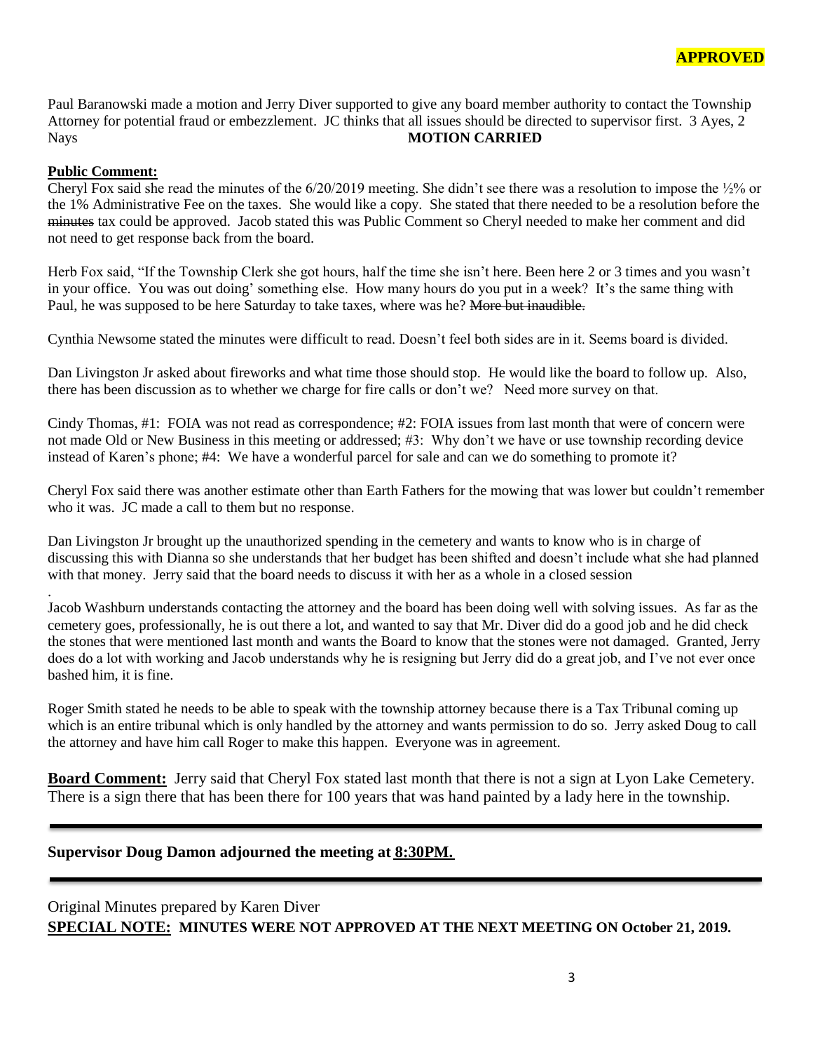**APPROVED**

Paul Baranowski made a motion and Jerry Diver supported to give any board member authority to contact the Township Attorney for potential fraud or embezzlement. JC thinks that all issues should be directed to supervisor first. 3 Ayes, 2 Nays **MOTION CARRIED**

**Public Comment:**

Cheryl Fox said she read the minutes of the 6/20/2019 meeting. She didn't see there was a resolution to impose the ½% or the 1% Administrative Fee on the taxes. She would like a copy. She stated that there needed to be a resolution before the ~~minutes~~ tax could be approved. Jacob stated this was Public Comment so Cheryl needed to make her comment and did not need to get response back from the board.

Herb Fox said, "If the Township Clerk she got hours, half the time she isn't here. Been here 2 or 3 times and you wasn't in your office. You was out doing' something else. How many hours do you put in a week? It's the same thing with Paul, he was supposed to be here Saturday to take taxes, where was he? ~~More but inaudible.~~

Cynthia Newsome stated the minutes were difficult to read. Doesn't feel both sides are in it. Seems board is divided.

Dan Livingston Jr asked about fireworks and what time those should stop. He would like the board to follow up. Also, there has been discussion as to whether we charge for fire calls or don't we? Need more survey on that.

Cindy Thomas, #1: FOIA was not read as correspondence; #2: FOIA issues from last month that were of concern were not made Old or New Business in this meeting or addressed; #3: Why don't we have or use township recording device instead of Karen's phone; #4: We have a wonderful parcel for sale and can we do something to promote it?

Cheryl Fox said there was another estimate other than Earth Fathers for the mowing that was lower but couldn't remember who it was. JC made a call to them but no response.

Dan Livingston Jr brought up the unauthorized spending in the cemetery and wants to know who is in charge of discussing this with Dianna so she understands that her budget has been shifted and doesn't include what she had planned with that money. Jerry said that the board needs to discuss it with her as a whole in a closed session

.
Jacob Washburn understands contacting the attorney and the board has been doing well with solving issues. As far as the cemetery goes, professionally, he is out there a lot, and wanted to say that Mr. Diver did do a good job and he did check the stones that were mentioned last month and wants the Board to know that the stones were not damaged. Granted, Jerry does do a lot with working and Jacob understands why he is resigning but Jerry did do a great job, and I've not ever once bashed him, it is fine.

Roger Smith stated he needs to be able to speak with the township attorney because there is a Tax Tribunal coming up which is an entire tribunal which is only handled by the attorney and wants permission to do so. Jerry asked Doug to call the attorney and have him call Roger to make this happen. Everyone was in agreement.

**Board Comment:** Jerry said that Cheryl Fox stated last month that there is not a sign at Lyon Lake Cemetery. There is a sign there that has been there for 100 years that was hand painted by a lady here in the township.

---

**Supervisor Doug Damon adjourned the meeting at 8:30PM.**

---

Original Minutes prepared by Karen Diver

**SPECIAL NOTE: MINUTES WERE NOT APPROVED AT THE NEXT MEETING ON October 21, 2019.**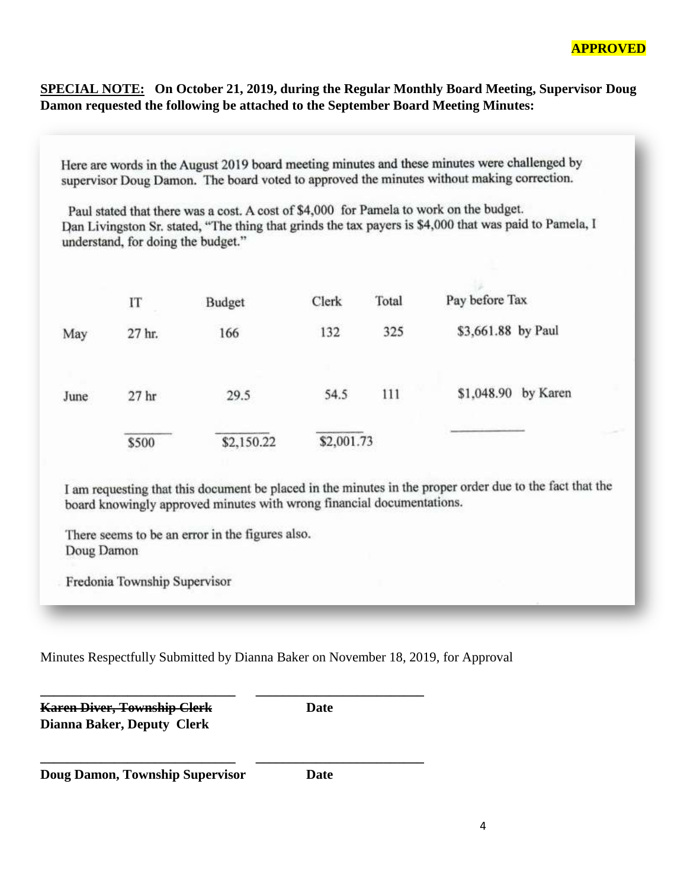**APPROVED**

**SPECIAL NOTE: On October 21, 2019, during the Regular Monthly Board Meeting, Supervisor Doug Damon requested the following be attached to the September Board Meeting Minutes:**

Here are words in the August 2019 board meeting minutes and these minutes were challenged by supervisor Doug Damon. The board voted to approved the minutes without making correction.

Paul stated that there was a cost. A cost of $4,000 for Pamela to work on the budget. Dan Livingston Sr. stated, "The thing that grinds the tax payers is $4,000 that was paid to Pamela, I understand, for doing the budget."

| | IT | Budget | Clerk | Total | Pay before Tax |
|---|---|---|---|---|---|
| May | 27 hr. | 166 | 132 | 325 | $3,661.88 by Paul |
| June | 27 hr | 29.5 | 54.5 | 111 | $1,048.90 by Karen |
| | $500 | $2,150.22 | $2,001.73 | | |

I am requesting that this document be placed in the minutes in the proper order due to the fact that the board knowingly approved minutes with wrong financial documentations.

There seems to be an error in the figures also.
Doug Damon

Fredonia Township Supervisor

Minutes Respectfully Submitted by Dianna Baker on November 18, 2019, for Approval

\_\_\_\_\_\_\_\_\_\_\_\_\_\_\_\_\_\_\_\_\_\_\_\_\_\_\_\_\_\_ \_\_\_\_\_\_\_\_\_\_\_\_\_\_\_\_\_\_\_\_\_\_\_\_\_\_

**~~Karen Diver, Township Clerk~~** **Date**
**Dianna Baker, Deputy Clerk**

\_\_\_\_\_\_\_\_\_\_\_\_\_\_\_\_\_\_\_\_\_\_\_\_\_\_\_\_\_\_ \_\_\_\_\_\_\_\_\_\_\_\_\_\_\_\_\_\_\_\_\_\_\_\_\_\_

**Doug Damon, Township Supervisor** **Date**